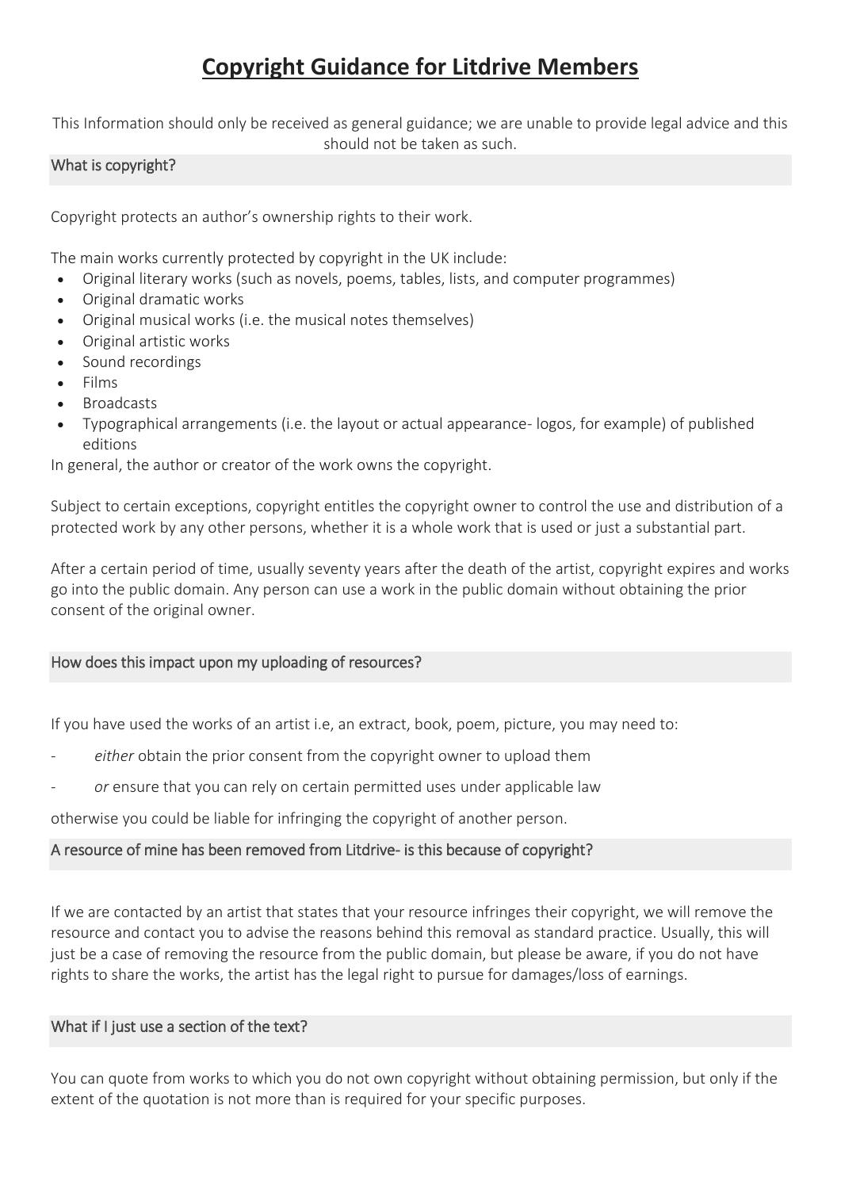# Copyright Guidance for Litdrive Members

This Information should only be received as general guidance; we are unable to provide legal advice and this should not be taken as such.

## What is copyright?

Copyright protects an author's ownership rights to their work.

The main works currently protected by copyright in the UK include:

- Original literary works (such as novels, poems, tables, lists, and computer programmes)
- Original dramatic works
- Original musical works (i.e. the musical notes themselves)
- Original artistic works
- Sound recordings
- Films
- Broadcasts
- Typographical arrangements (i.e. the layout or actual appearance- logos, for example) of published editions

In general, the author or creator of the work owns the copyright.

Subject to certain exceptions, copyright entitles the copyright owner to control the use and distribution of a protected work by any other persons, whether it is a whole work that is used or just a substantial part.

After a certain period of time, usually seventy years after the death of the artist, copyright expires and works go into the public domain. Any person can use a work in the public domain without obtaining the prior consent of the original owner.

## How does this impact upon my uploading of resources?

If you have used the works of an artist i.e, an extract, book, poem, picture, you may need to:

- *either* obtain the prior consent from the copyright owner to upload them
- *or* ensure that you can rely on certain permitted uses under applicable law

otherwise you could be liable for infringing the copyright of another person.

## A resource of mine has been removed from Litdrive- is this because of copyright?

If we are contacted by an artist that states that your resource infringes their copyright, we will remove the resource and contact you to advise the reasons behind this removal as standard practice. Usually, this will just be a case of removing the resource from the public domain, but please be aware, if you do not have rights to share the works, the artist has the legal right to pursue for damages/loss of earnings.

## What if I just use a section of the text?

You can quote from works to which you do not own copyright without obtaining permission, but only if the extent of the quotation is not more than is required for your specific purposes.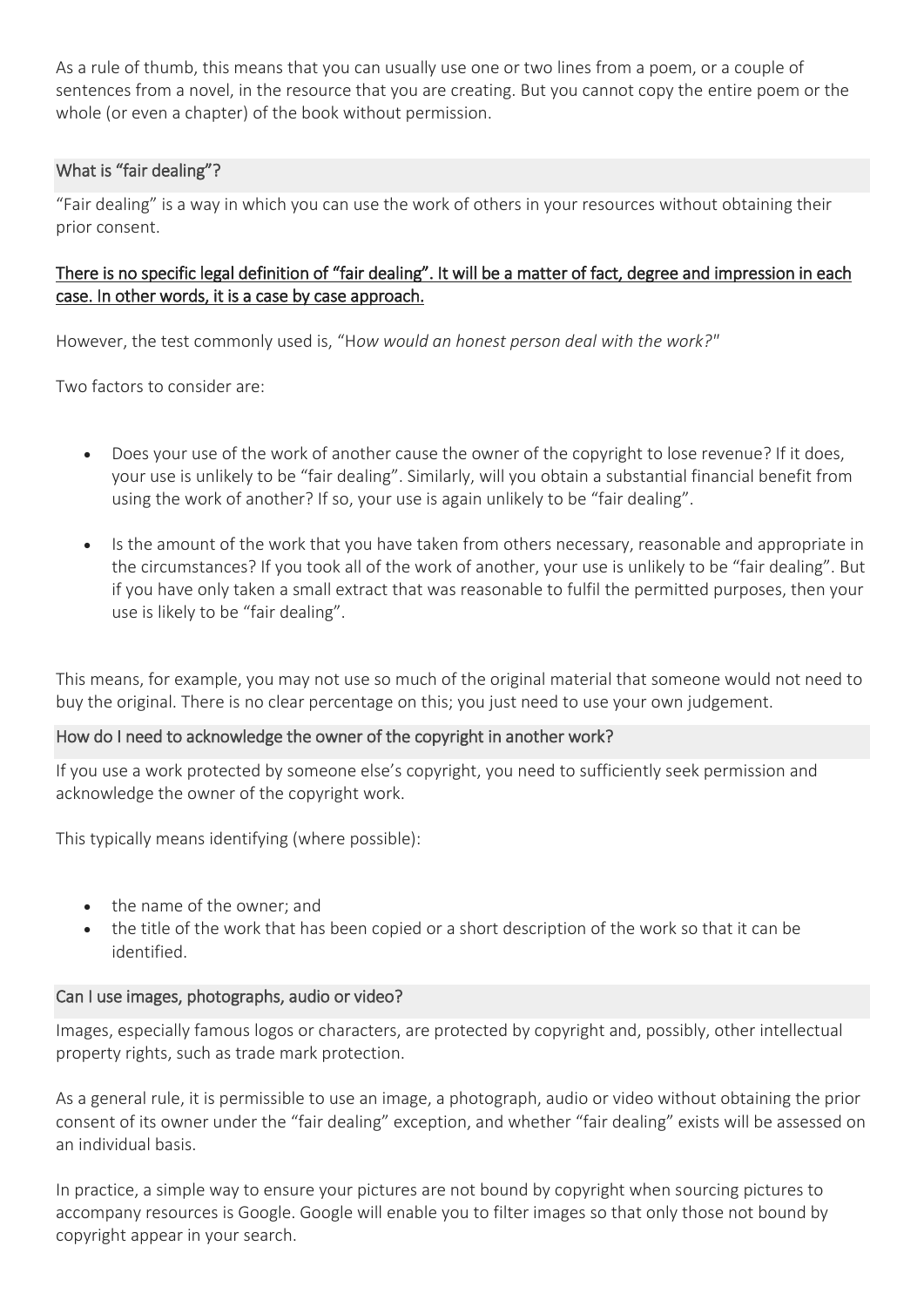As a rule of thumb, this means that you can usually use one or two lines from a poem, or a couple of sentences from a novel, in the resource that you are creating. But you cannot copy the entire poem or the whole (or even a chapter) of the book without permission.

## What is "fair dealing"?

"Fair dealing" is a way in which you can use the work of others in your resources without obtaining their prior consent.

<u>There is no specific legal definition of "fair dealing". It will be a matter of fact, degree and impression in each case. In other words, it is a case by case approach.</u>

However, the test commonly used is, "H*ow would an honest person deal with the work?*"

Two factors to consider are:

- Does your use of the work of another cause the owner of the copyright to lose revenue? If it does, your use is unlikely to be "fair dealing". Similarly, will you obtain a substantial financial benefit from using the work of another? If so, your use is again unlikely to be "fair dealing".
- Is the amount of the work that you have taken from others necessary, reasonable and appropriate in the circumstances? If you took all of the work of another, your use is unlikely to be "fair dealing". But if you have only taken a small extract that was reasonable to fulfil the permitted purposes, then your use is likely to be "fair dealing".

This means, for example, you may not use so much of the original material that someone would not need to buy the original. There is no clear percentage on this; you just need to use your own judgement.

## How do I need to acknowledge the owner of the copyright in another work?

If you use a work protected by someone else's copyright, you need to sufficiently seek permission and acknowledge the owner of the copyright work.

This typically means identifying (where possible):

- the name of the owner; and
- the title of the work that has been copied or a short description of the work so that it can be identified.

## Can I use images, photographs, audio or video?

Images, especially famous logos or characters, are protected by copyright and, possibly, other intellectual property rights, such as trade mark protection.

As a general rule, it is permissible to use an image, a photograph, audio or video without obtaining the prior consent of its owner under the "fair dealing" exception, and whether "fair dealing" exists will be assessed on an individual basis.

In practice, a simple way to ensure your pictures are not bound by copyright when sourcing pictures to accompany resources is Google. Google will enable you to filter images so that only those not bound by copyright appear in your search.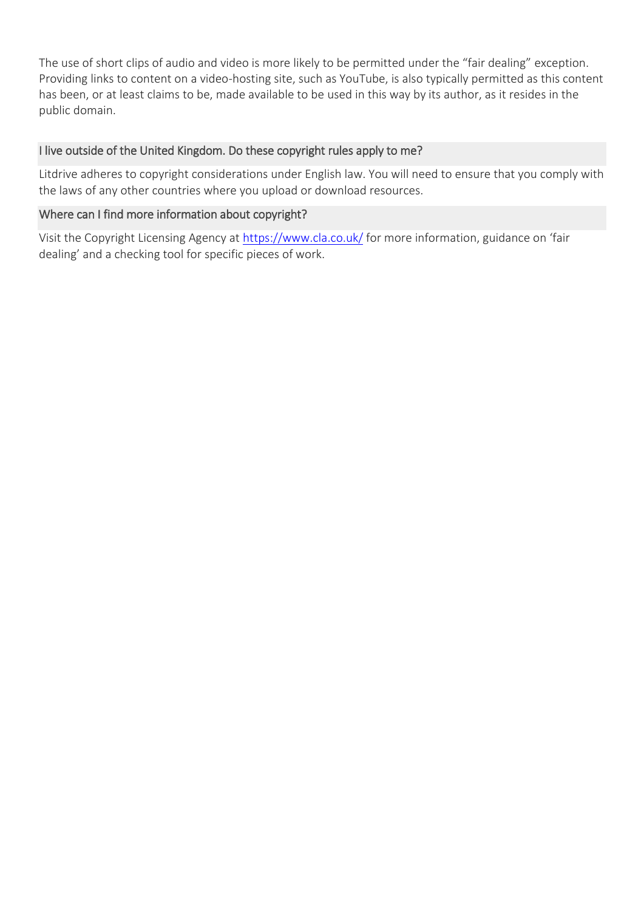The use of short clips of audio and video is more likely to be permitted under the "fair dealing" exception. Providing links to content on a video-hosting site, such as YouTube, is also typically permitted as this content has been, or at least claims to be, made available to be used in this way by its author, as it resides in the public domain.

### I live outside of the United Kingdom. Do these copyright rules apply to me?

Litdrive adheres to copyright considerations under English law. You will need to ensure that you comply with the laws of any other countries where you upload or download resources.

### Where can I find more information about copyright?

Visit the Copyright Licensing Agency at [https://www.cla.co.uk/](https://www.cla.co.uk/) for more information, guidance on 'fair dealing' and a checking tool for specific pieces of work.